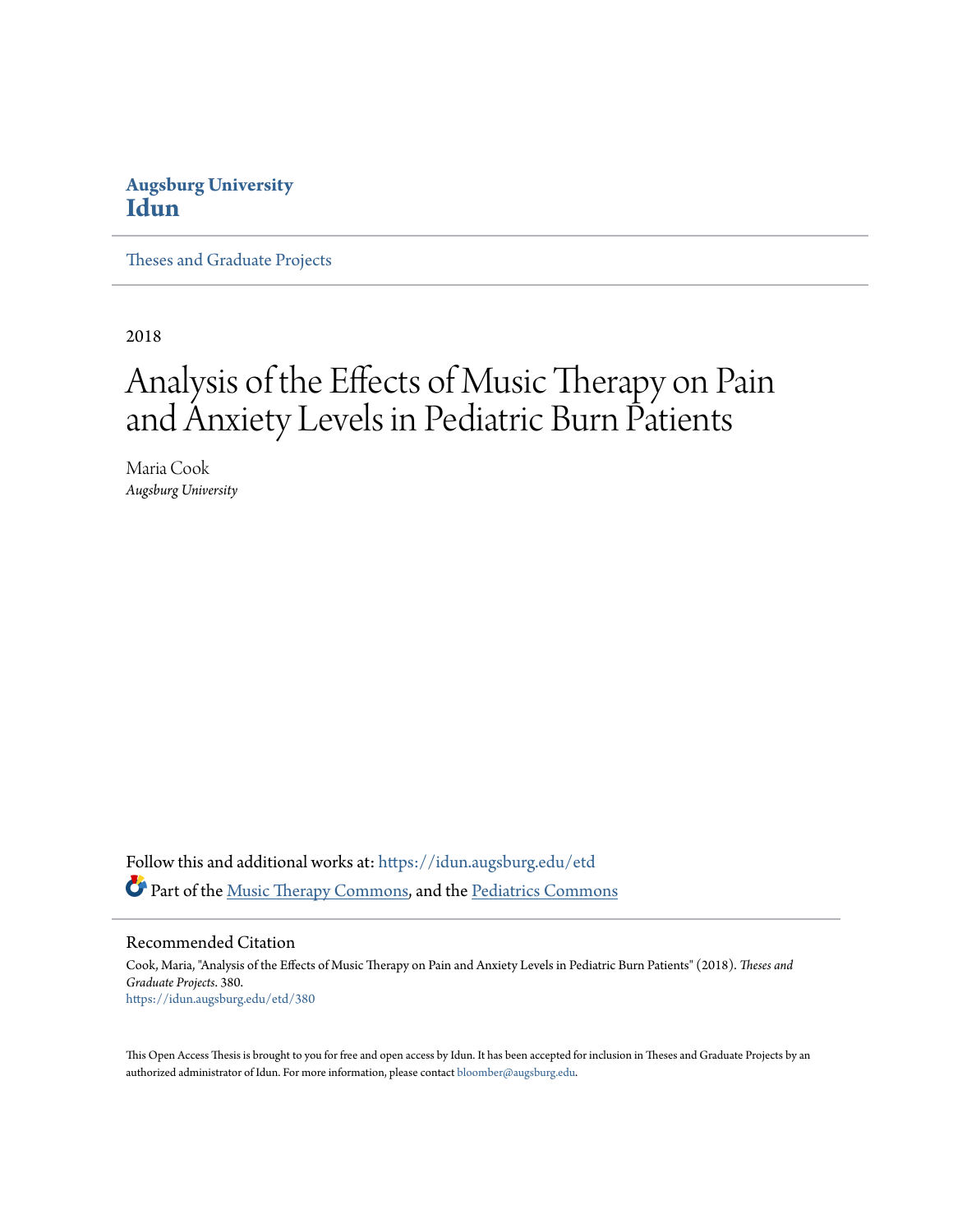**Augsburg University**
**Idun**

Theses and Graduate Projects

2018

# Analysis of the Effects of Music Therapy on Pain and Anxiety Levels in Pediatric Burn Patients

Maria Cook
*Augsburg University*

Follow this and additional works at: https://idun.augsburg.edu/etd

Part of the Music Therapy Commons, and the Pediatrics Commons

## Recommended Citation

Cook, Maria, "Analysis of the Effects of Music Therapy on Pain and Anxiety Levels in Pediatric Burn Patients" (2018). *Theses and Graduate Projects*. 380.
https://idun.augsburg.edu/etd/380

This Open Access Thesis is brought to you for free and open access by Idun. It has been accepted for inclusion in Theses and Graduate Projects by an authorized administrator of Idun. For more information, please contact bloomber@augsburg.edu.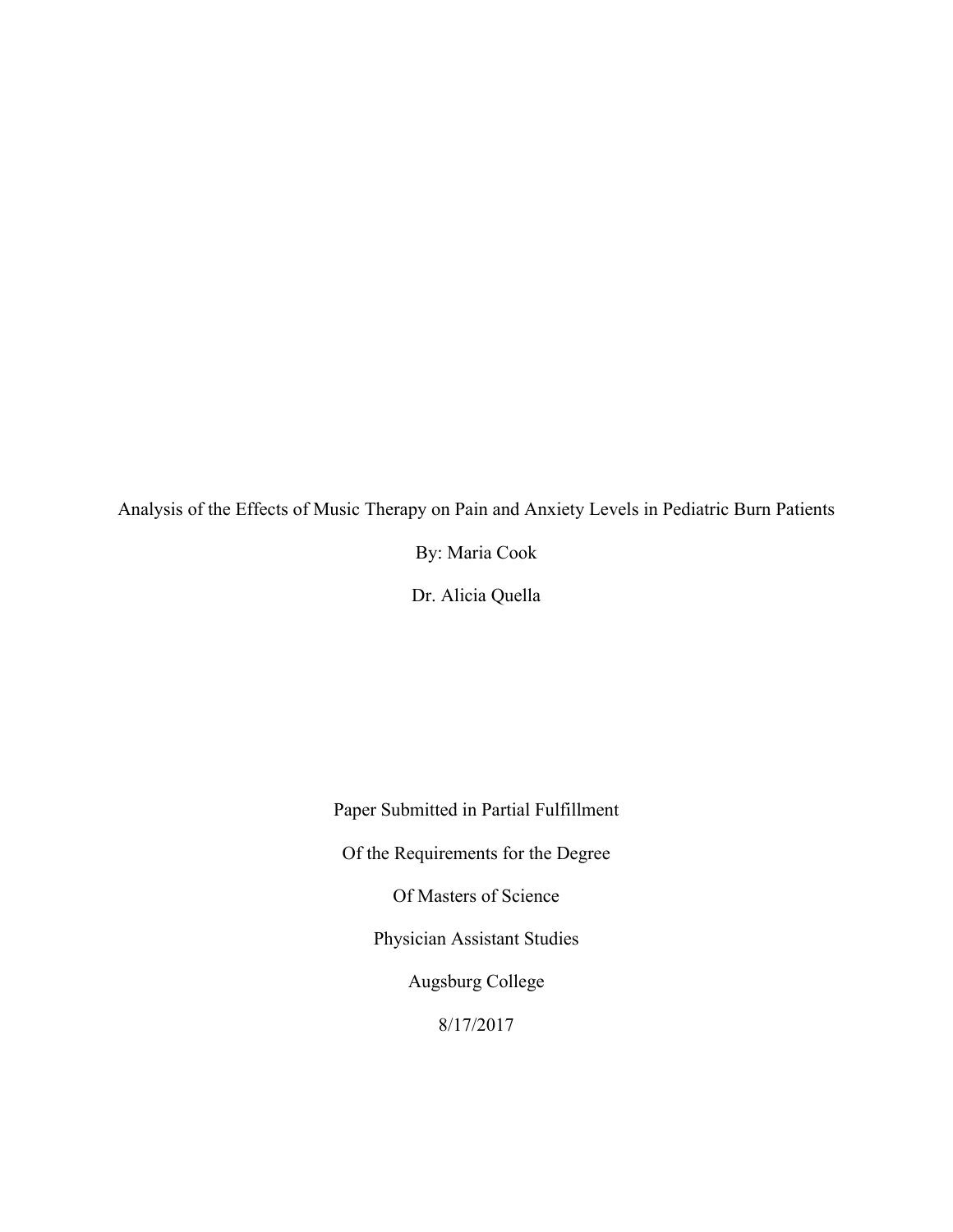Analysis of the Effects of Music Therapy on Pain and Anxiety Levels in Pediatric Burn Patients

By: Maria Cook

Dr. Alicia Quella

Paper Submitted in Partial Fulfillment

Of the Requirements for the Degree

Of Masters of Science

Physician Assistant Studies

Augsburg College

8/17/2017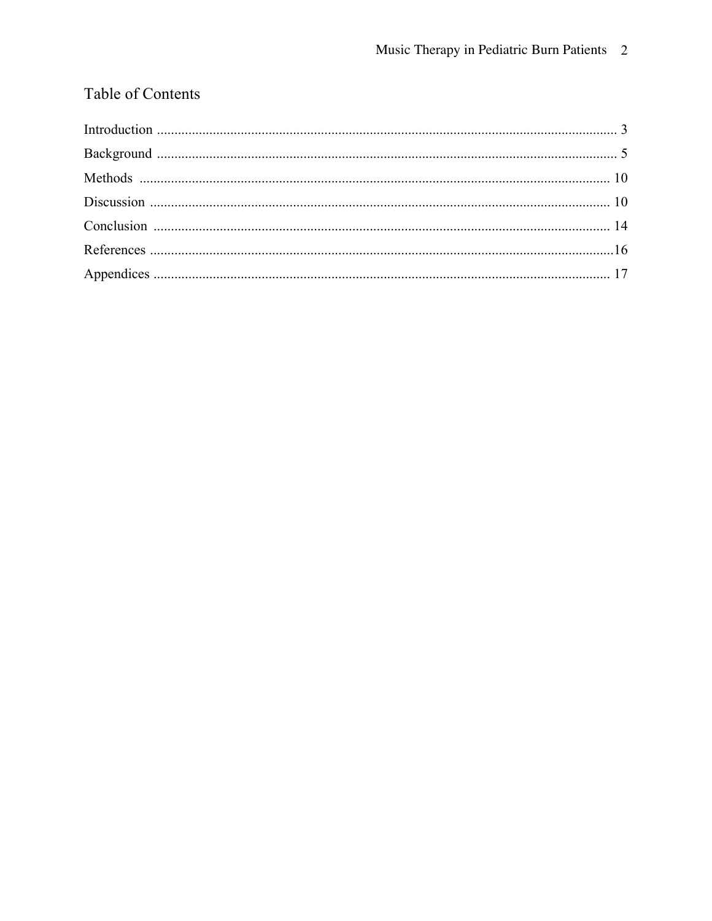# Table of Contents

Introduction ........................................................................................................................ 3

Background ........................................................................................................................ 5

Methods ............................................................................................................................. 10

Discussion .......................................................................................................................... 10

Conclusion ......................................................................................................................... 14

References ..........................................................................................................................16

Appendices ......................................................................................................................... 17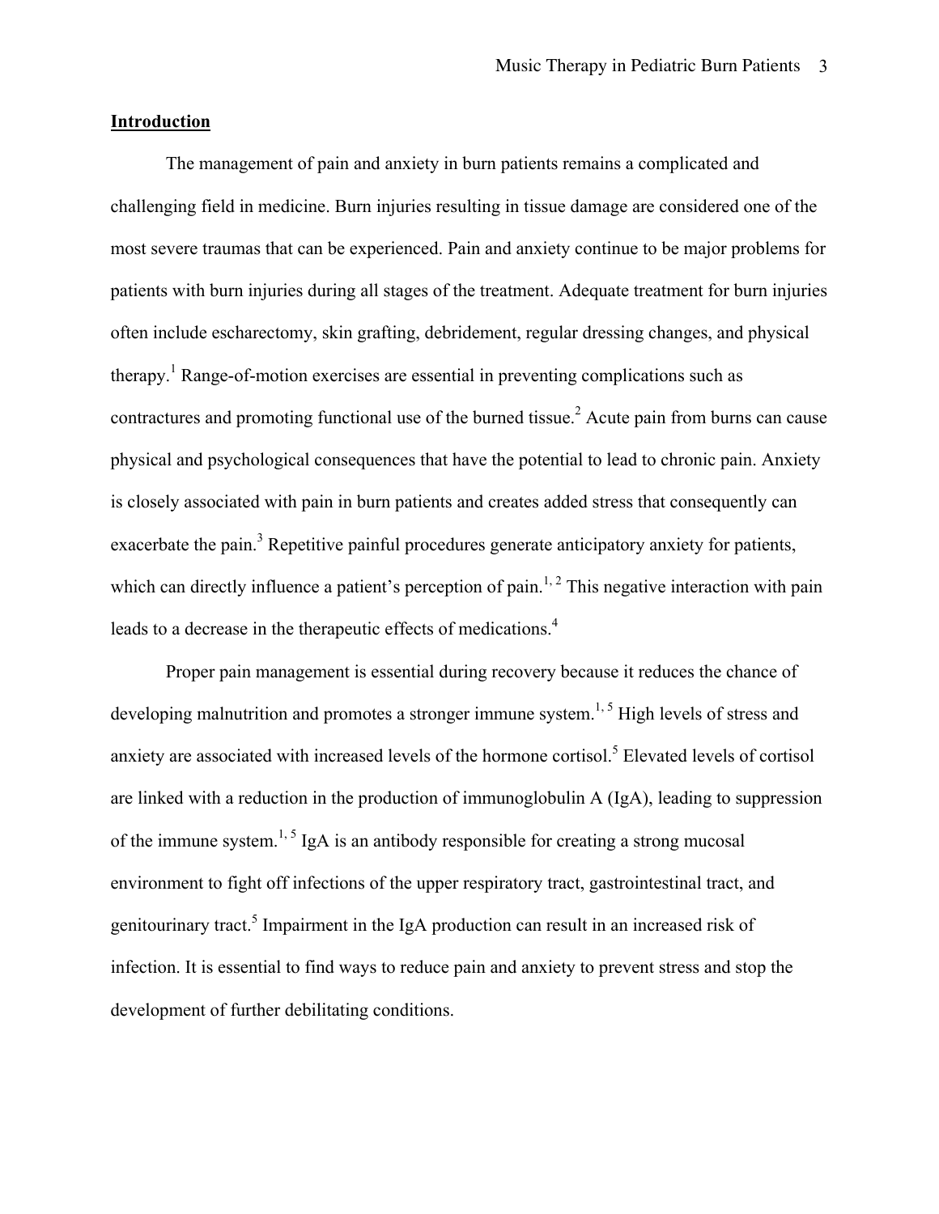## Introduction

The management of pain and anxiety in burn patients remains a complicated and challenging field in medicine. Burn injuries resulting in tissue damage are considered one of the most severe traumas that can be experienced. Pain and anxiety continue to be major problems for patients with burn injuries during all stages of the treatment. Adequate treatment for burn injuries often include escharectomy, skin grafting, debridement, regular dressing changes, and physical therapy.[1] Range-of-motion exercises are essential in preventing complications such as contractures and promoting functional use of the burned tissue.[2] Acute pain from burns can cause physical and psychological consequences that have the potential to lead to chronic pain. Anxiety is closely associated with pain in burn patients and creates added stress that consequently can exacerbate the pain.[3] Repetitive painful procedures generate anticipatory anxiety for patients, which can directly influence a patient's perception of pain.[1, 2] This negative interaction with pain leads to a decrease in the therapeutic effects of medications.[4]

Proper pain management is essential during recovery because it reduces the chance of developing malnutrition and promotes a stronger immune system.[1, 5] High levels of stress and anxiety are associated with increased levels of the hormone cortisol.[5] Elevated levels of cortisol are linked with a reduction in the production of immunoglobulin A (IgA), leading to suppression of the immune system.[1, 5] IgA is an antibody responsible for creating a strong mucosal environment to fight off infections of the upper respiratory tract, gastrointestinal tract, and genitourinary tract.[5] Impairment in the IgA production can result in an increased risk of infection. It is essential to find ways to reduce pain and anxiety to prevent stress and stop the development of further debilitating conditions.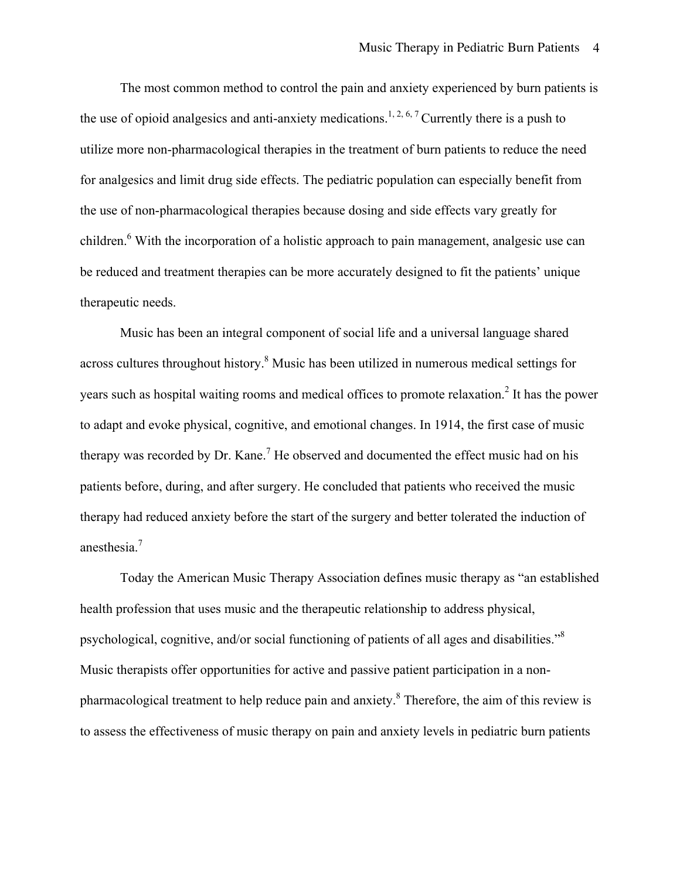The most common method to control the pain and anxiety experienced by burn patients is the use of opioid analgesics and anti-anxiety medications.[1, 2, 6, 7] Currently there is a push to utilize more non-pharmacological therapies in the treatment of burn patients to reduce the need for analgesics and limit drug side effects. The pediatric population can especially benefit from the use of non-pharmacological therapies because dosing and side effects vary greatly for children.[6] With the incorporation of a holistic approach to pain management, analgesic use can be reduced and treatment therapies can be more accurately designed to fit the patients' unique therapeutic needs.

Music has been an integral component of social life and a universal language shared across cultures throughout history.[8] Music has been utilized in numerous medical settings for years such as hospital waiting rooms and medical offices to promote relaxation.[2] It has the power to adapt and evoke physical, cognitive, and emotional changes. In 1914, the first case of music therapy was recorded by Dr. Kane.[7] He observed and documented the effect music had on his patients before, during, and after surgery. He concluded that patients who received the music therapy had reduced anxiety before the start of the surgery and better tolerated the induction of anesthesia.[7]

Today the American Music Therapy Association defines music therapy as "an established health profession that uses music and the therapeutic relationship to address physical, psychological, cognitive, and/or social functioning of patients of all ages and disabilities."[8] Music therapists offer opportunities for active and passive patient participation in a non-pharmacological treatment to help reduce pain and anxiety.[8] Therefore, the aim of this review is to assess the effectiveness of music therapy on pain and anxiety levels in pediatric burn patients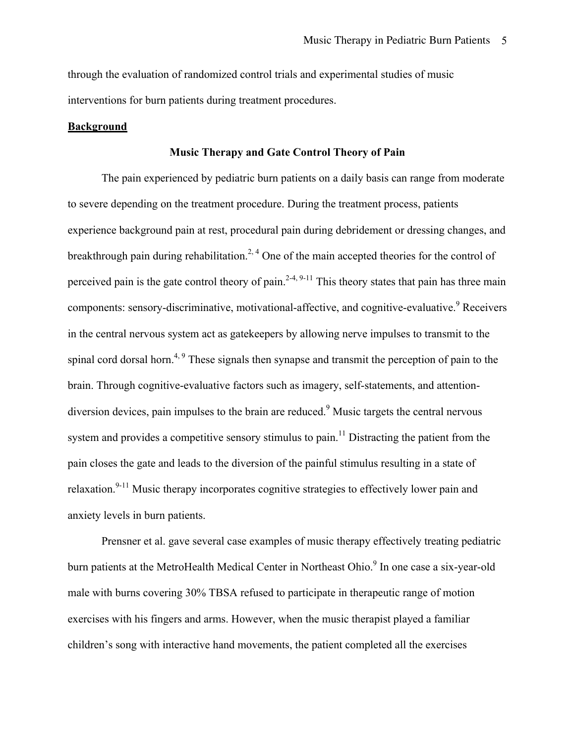through the evaluation of randomized control trials and experimental studies of music interventions for burn patients during treatment procedures.

## Background

### Music Therapy and Gate Control Theory of Pain

The pain experienced by pediatric burn patients on a daily basis can range from moderate to severe depending on the treatment procedure. During the treatment process, patients experience background pain at rest, procedural pain during debridement or dressing changes, and breakthrough pain during rehabilitation.[2, 4] One of the main accepted theories for the control of perceived pain is the gate control theory of pain.[2-4, 9-11] This theory states that pain has three main components: sensory-discriminative, motivational-affective, and cognitive-evaluative.[9] Receivers in the central nervous system act as gatekeepers by allowing nerve impulses to transmit to the spinal cord dorsal horn.[4, 9] These signals then synapse and transmit the perception of pain to the brain. Through cognitive-evaluative factors such as imagery, self-statements, and attention-diversion devices, pain impulses to the brain are reduced.[9] Music targets the central nervous system and provides a competitive sensory stimulus to pain.[11] Distracting the patient from the pain closes the gate and leads to the diversion of the painful stimulus resulting in a state of relaxation.[9-11] Music therapy incorporates cognitive strategies to effectively lower pain and anxiety levels in burn patients.

Prensner et al. gave several case examples of music therapy effectively treating pediatric burn patients at the MetroHealth Medical Center in Northeast Ohio.[9] In one case a six-year-old male with burns covering 30% TBSA refused to participate in therapeutic range of motion exercises with his fingers and arms. However, when the music therapist played a familiar children's song with interactive hand movements, the patient completed all the exercises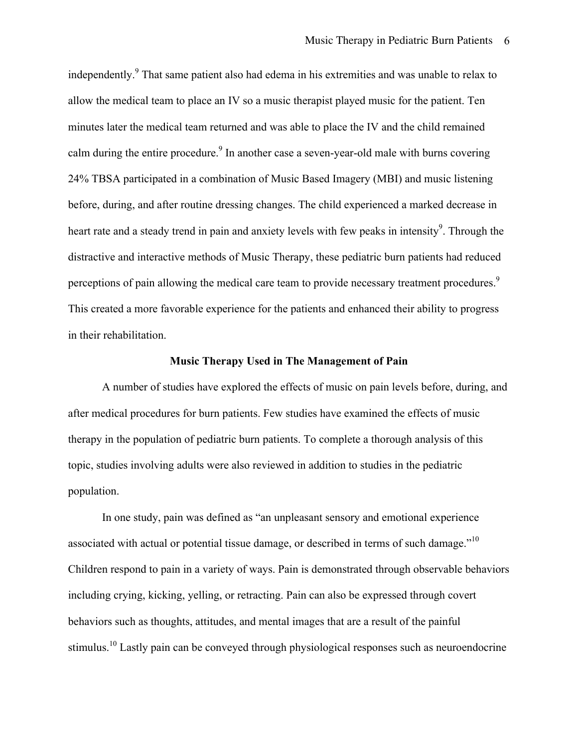independently.[9] That same patient also had edema in his extremities and was unable to relax to allow the medical team to place an IV so a music therapist played music for the patient. Ten minutes later the medical team returned and was able to place the IV and the child remained calm during the entire procedure.[9] In another case a seven-year-old male with burns covering 24% TBSA participated in a combination of Music Based Imagery (MBI) and music listening before, during, and after routine dressing changes. The child experienced a marked decrease in heart rate and a steady trend in pain and anxiety levels with few peaks in intensity[9]. Through the distractive and interactive methods of Music Therapy, these pediatric burn patients had reduced perceptions of pain allowing the medical care team to provide necessary treatment procedures.[9] This created a more favorable experience for the patients and enhanced their ability to progress in their rehabilitation.

## Music Therapy Used in The Management of Pain

A number of studies have explored the effects of music on pain levels before, during, and after medical procedures for burn patients. Few studies have examined the effects of music therapy in the population of pediatric burn patients. To complete a thorough analysis of this topic, studies involving adults were also reviewed in addition to studies in the pediatric population.

In one study, pain was defined as "an unpleasant sensory and emotional experience associated with actual or potential tissue damage, or described in terms of such damage."[10] Children respond to pain in a variety of ways. Pain is demonstrated through observable behaviors including crying, kicking, yelling, or retracting. Pain can also be expressed through covert behaviors such as thoughts, attitudes, and mental images that are a result of the painful stimulus.[10] Lastly pain can be conveyed through physiological responses such as neuroendocrine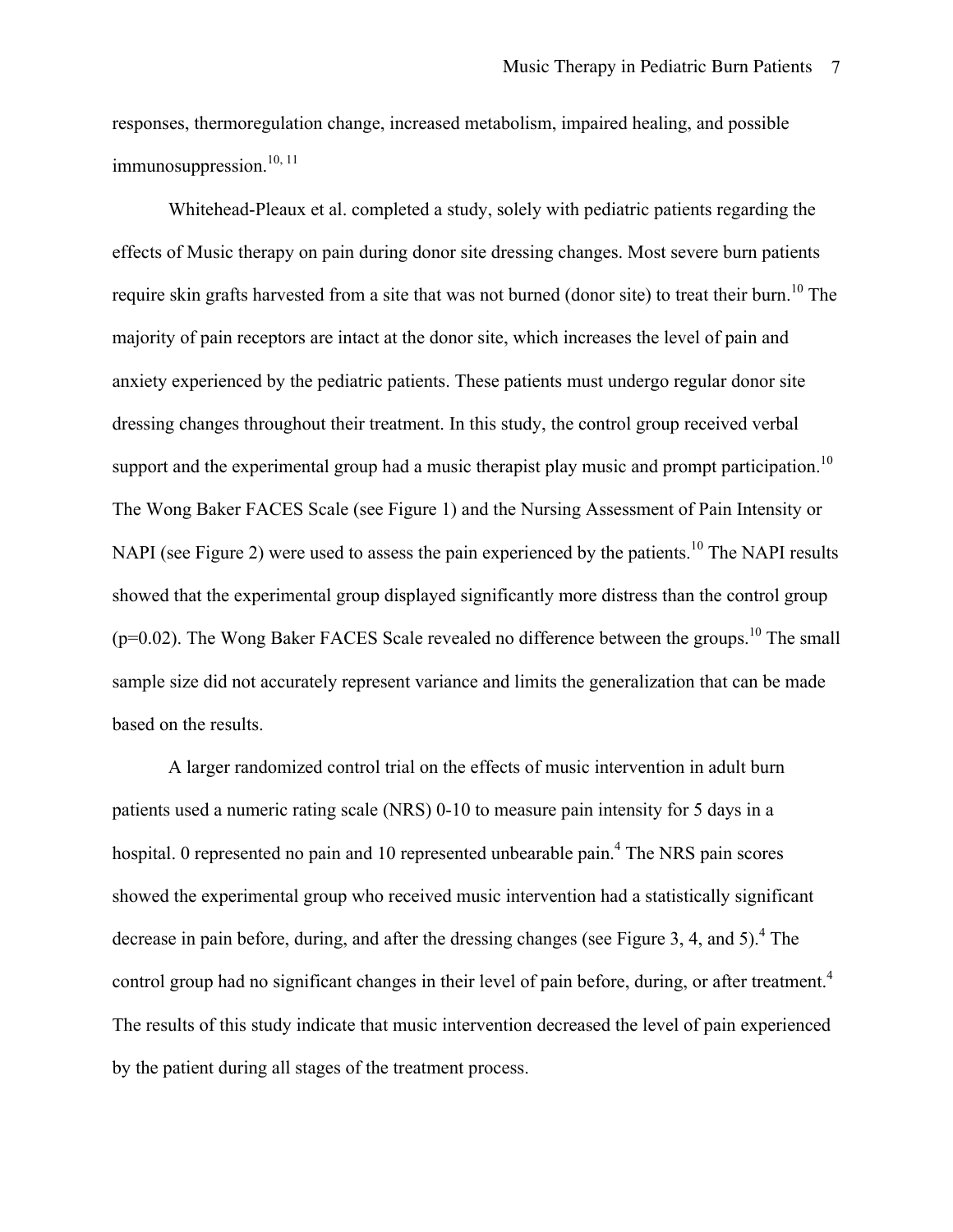responses, thermoregulation change, increased metabolism, impaired healing, and possible immunosuppression.[10, 11]

Whitehead-Pleaux et al. completed a study, solely with pediatric patients regarding the effects of Music therapy on pain during donor site dressing changes. Most severe burn patients require skin grafts harvested from a site that was not burned (donor site) to treat their burn.[10] The majority of pain receptors are intact at the donor site, which increases the level of pain and anxiety experienced by the pediatric patients. These patients must undergo regular donor site dressing changes throughout their treatment. In this study, the control group received verbal support and the experimental group had a music therapist play music and prompt participation.[10] The Wong Baker FACES Scale (see Figure 1) and the Nursing Assessment of Pain Intensity or NAPI (see Figure 2) were used to assess the pain experienced by the patients.[10] The NAPI results showed that the experimental group displayed significantly more distress than the control group ($p=0.02$). The Wong Baker FACES Scale revealed no difference between the groups.[10] The small sample size did not accurately represent variance and limits the generalization that can be made based on the results.

A larger randomized control trial on the effects of music intervention in adult burn patients used a numeric rating scale (NRS) 0-10 to measure pain intensity for 5 days in a hospital. 0 represented no pain and 10 represented unbearable pain.[4] The NRS pain scores showed the experimental group who received music intervention had a statistically significant decrease in pain before, during, and after the dressing changes (see Figure 3, 4, and 5).[4] The control group had no significant changes in their level of pain before, during, or after treatment.[4] The results of this study indicate that music intervention decreased the level of pain experienced by the patient during all stages of the treatment process.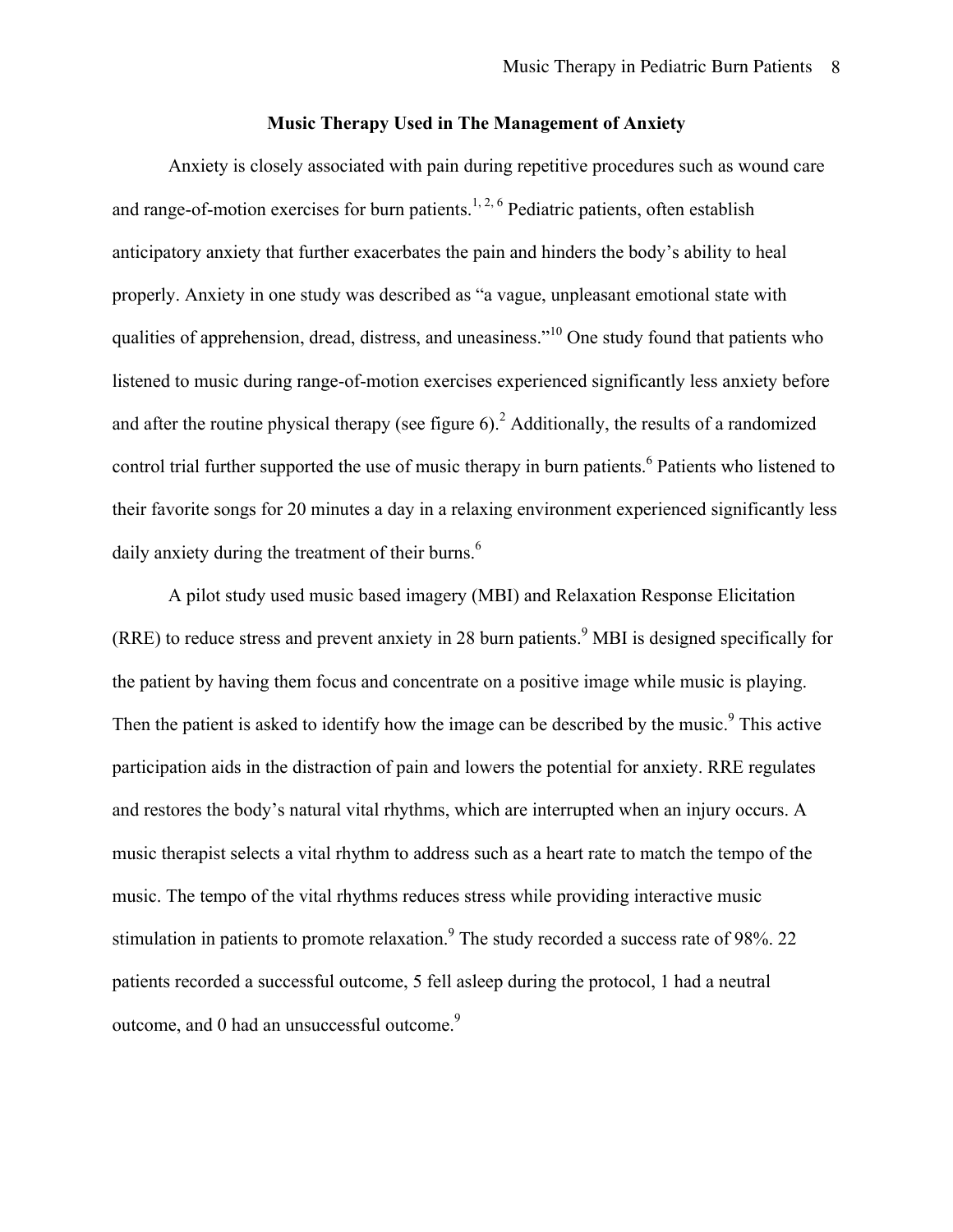## Music Therapy Used in The Management of Anxiety

Anxiety is closely associated with pain during repetitive procedures such as wound care and range-of-motion exercises for burn patients.[1, 2, 6] Pediatric patients, often establish anticipatory anxiety that further exacerbates the pain and hinders the body's ability to heal properly. Anxiety in one study was described as "a vague, unpleasant emotional state with qualities of apprehension, dread, distress, and uneasiness."[10] One study found that patients who listened to music during range-of-motion exercises experienced significantly less anxiety before and after the routine physical therapy (see figure 6).[2] Additionally, the results of a randomized control trial further supported the use of music therapy in burn patients.[6] Patients who listened to their favorite songs for 20 minutes a day in a relaxing environment experienced significantly less daily anxiety during the treatment of their burns.[6]

A pilot study used music based imagery (MBI) and Relaxation Response Elicitation (RRE) to reduce stress and prevent anxiety in 28 burn patients.[9] MBI is designed specifically for the patient by having them focus and concentrate on a positive image while music is playing. Then the patient is asked to identify how the image can be described by the music.[9] This active participation aids in the distraction of pain and lowers the potential for anxiety. RRE regulates and restores the body's natural vital rhythms, which are interrupted when an injury occurs. A music therapist selects a vital rhythm to address such as a heart rate to match the tempo of the music. The tempo of the vital rhythms reduces stress while providing interactive music stimulation in patients to promote relaxation.[9] The study recorded a success rate of 98%. 22 patients recorded a successful outcome, 5 fell asleep during the protocol, 1 had a neutral outcome, and 0 had an unsuccessful outcome.[9]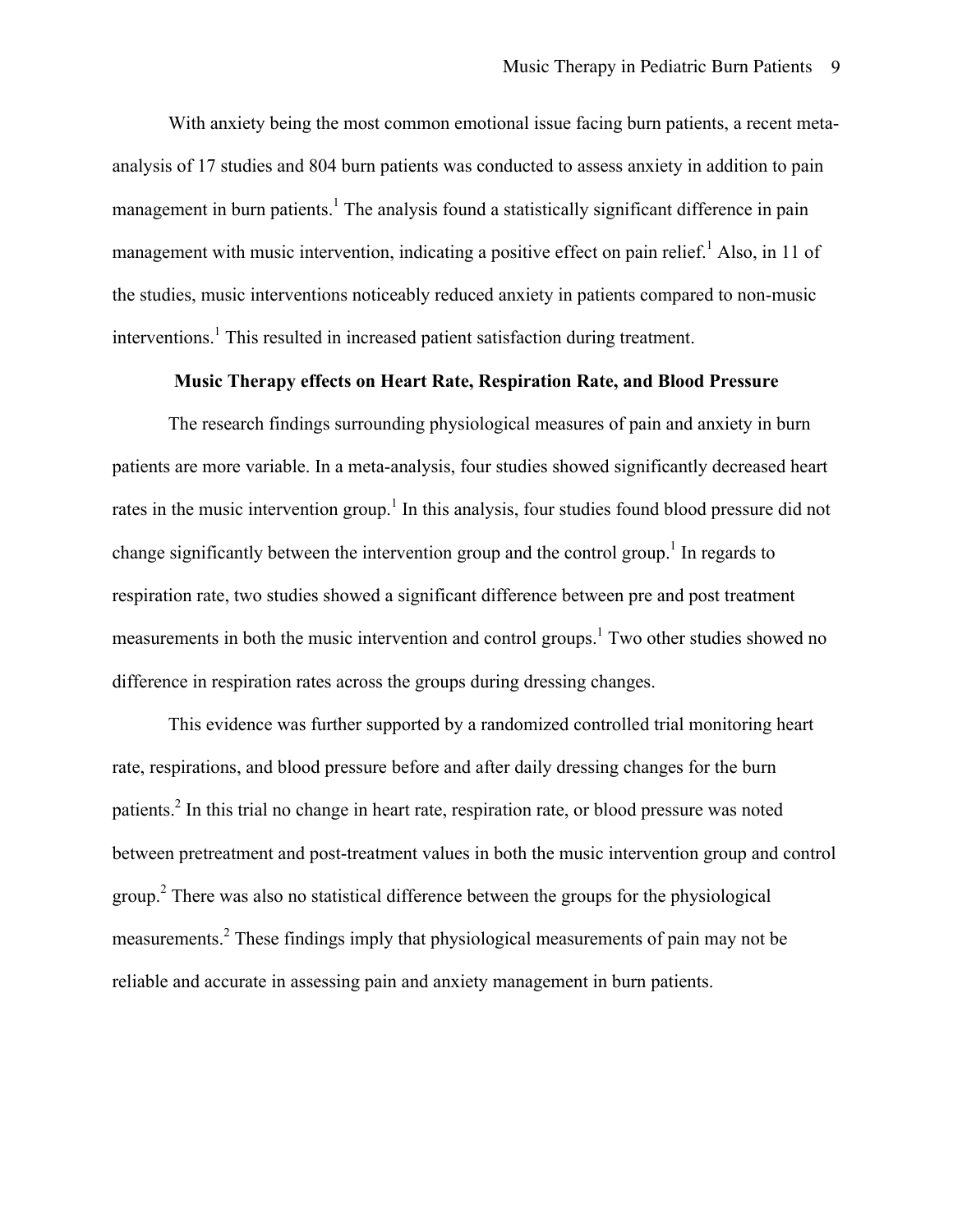With anxiety being the most common emotional issue facing burn patients, a recent meta-analysis of 17 studies and 804 burn patients was conducted to assess anxiety in addition to pain management in burn patients.[1] The analysis found a statistically significant difference in pain management with music intervention, indicating a positive effect on pain relief.[1] Also, in 11 of the studies, music interventions noticeably reduced anxiety in patients compared to non-music interventions.[1] This resulted in increased patient satisfaction during treatment.

**Music Therapy effects on Heart Rate, Respiration Rate, and Blood Pressure**

The research findings surrounding physiological measures of pain and anxiety in burn patients are more variable. In a meta-analysis, four studies showed significantly decreased heart rates in the music intervention group.[1] In this analysis, four studies found blood pressure did not change significantly between the intervention group and the control group.[1] In regards to respiration rate, two studies showed a significant difference between pre and post treatment measurements in both the music intervention and control groups.[1] Two other studies showed no difference in respiration rates across the groups during dressing changes.

This evidence was further supported by a randomized controlled trial monitoring heart rate, respirations, and blood pressure before and after daily dressing changes for the burn patients.[2] In this trial no change in heart rate, respiration rate, or blood pressure was noted between pretreatment and post-treatment values in both the music intervention group and control group.[2] There was also no statistical difference between the groups for the physiological measurements.[2] These findings imply that physiological measurements of pain may not be reliable and accurate in assessing pain and anxiety management in burn patients.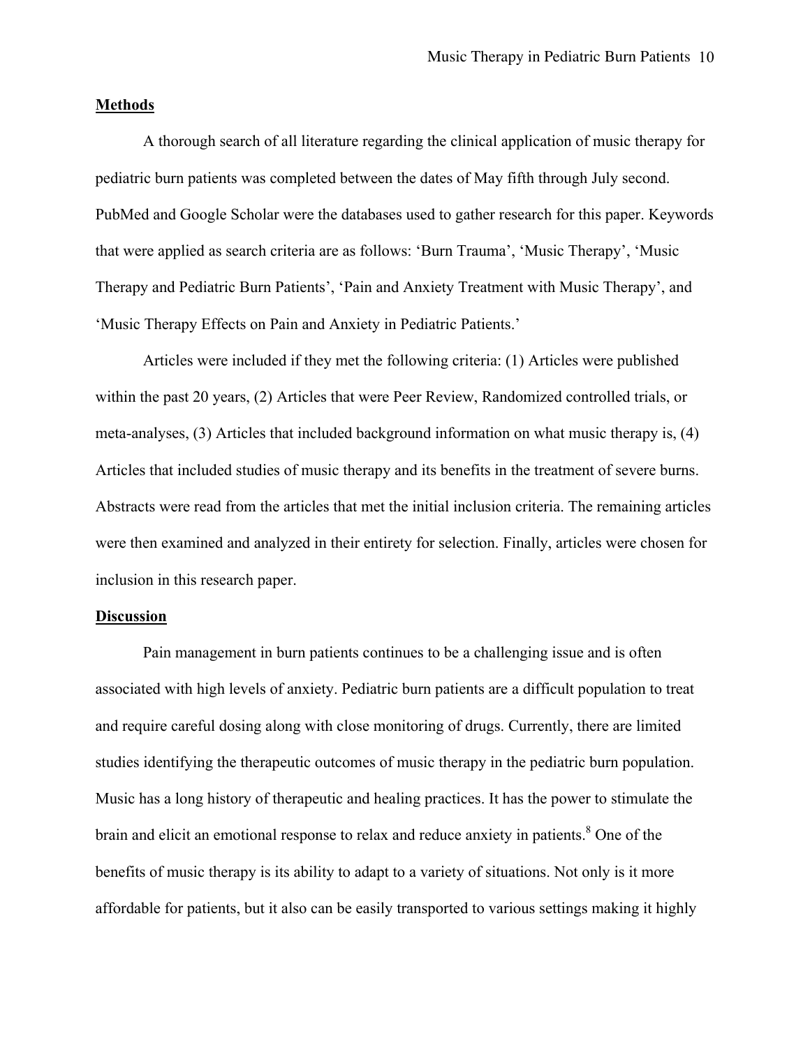## Methods

A thorough search of all literature regarding the clinical application of music therapy for pediatric burn patients was completed between the dates of May fifth through July second. PubMed and Google Scholar were the databases used to gather research for this paper. Keywords that were applied as search criteria are as follows: 'Burn Trauma', 'Music Therapy', 'Music Therapy and Pediatric Burn Patients', 'Pain and Anxiety Treatment with Music Therapy', and 'Music Therapy Effects on Pain and Anxiety in Pediatric Patients.'

Articles were included if they met the following criteria: (1) Articles were published within the past 20 years, (2) Articles that were Peer Review, Randomized controlled trials, or meta-analyses, (3) Articles that included background information on what music therapy is, (4) Articles that included studies of music therapy and its benefits in the treatment of severe burns. Abstracts were read from the articles that met the initial inclusion criteria. The remaining articles were then examined and analyzed in their entirety for selection. Finally, articles were chosen for inclusion in this research paper.

## Discussion

Pain management in burn patients continues to be a challenging issue and is often associated with high levels of anxiety. Pediatric burn patients are a difficult population to treat and require careful dosing along with close monitoring of drugs. Currently, there are limited studies identifying the therapeutic outcomes of music therapy in the pediatric burn population. Music has a long history of therapeutic and healing practices. It has the power to stimulate the brain and elicit an emotional response to relax and reduce anxiety in patients.[8] One of the benefits of music therapy is its ability to adapt to a variety of situations. Not only is it more affordable for patients, but it also can be easily transported to various settings making it highly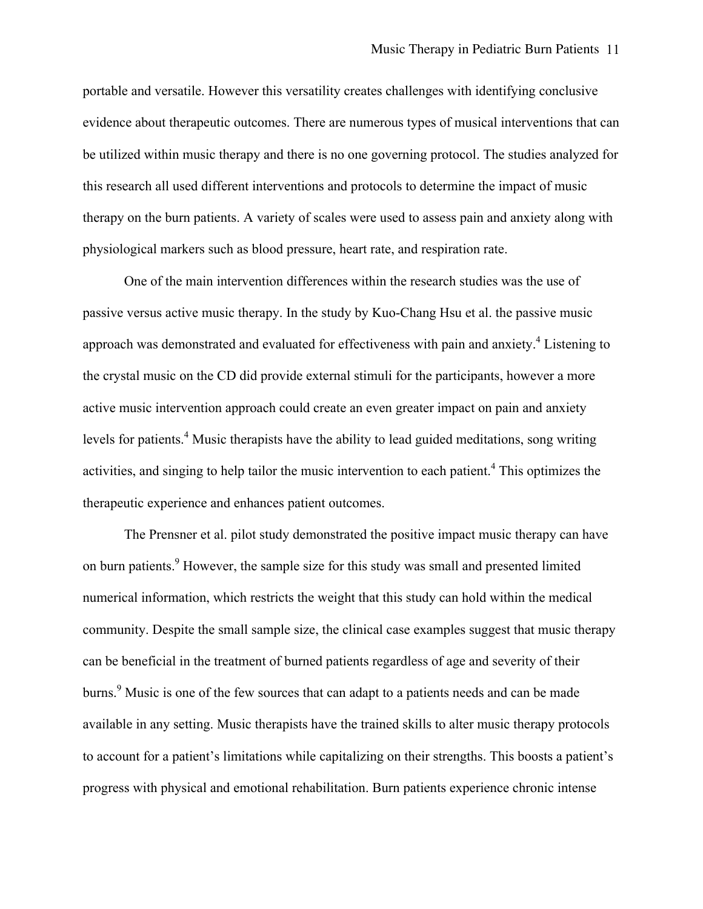portable and versatile. However this versatility creates challenges with identifying conclusive evidence about therapeutic outcomes. There are numerous types of musical interventions that can be utilized within music therapy and there is no one governing protocol. The studies analyzed for this research all used different interventions and protocols to determine the impact of music therapy on the burn patients. A variety of scales were used to assess pain and anxiety along with physiological markers such as blood pressure, heart rate, and respiration rate.

One of the main intervention differences within the research studies was the use of passive versus active music therapy. In the study by Kuo-Chang Hsu et al. the passive music approach was demonstrated and evaluated for effectiveness with pain and anxiety.[4] Listening to the crystal music on the CD did provide external stimuli for the participants, however a more active music intervention approach could create an even greater impact on pain and anxiety levels for patients.[4] Music therapists have the ability to lead guided meditations, song writing activities, and singing to help tailor the music intervention to each patient.[4] This optimizes the therapeutic experience and enhances patient outcomes.

The Prensner et al. pilot study demonstrated the positive impact music therapy can have on burn patients.[9] However, the sample size for this study was small and presented limited numerical information, which restricts the weight that this study can hold within the medical community. Despite the small sample size, the clinical case examples suggest that music therapy can be beneficial in the treatment of burned patients regardless of age and severity of their burns.[9] Music is one of the few sources that can adapt to a patients needs and can be made available in any setting. Music therapists have the trained skills to alter music therapy protocols to account for a patient's limitations while capitalizing on their strengths. This boosts a patient's progress with physical and emotional rehabilitation. Burn patients experience chronic intense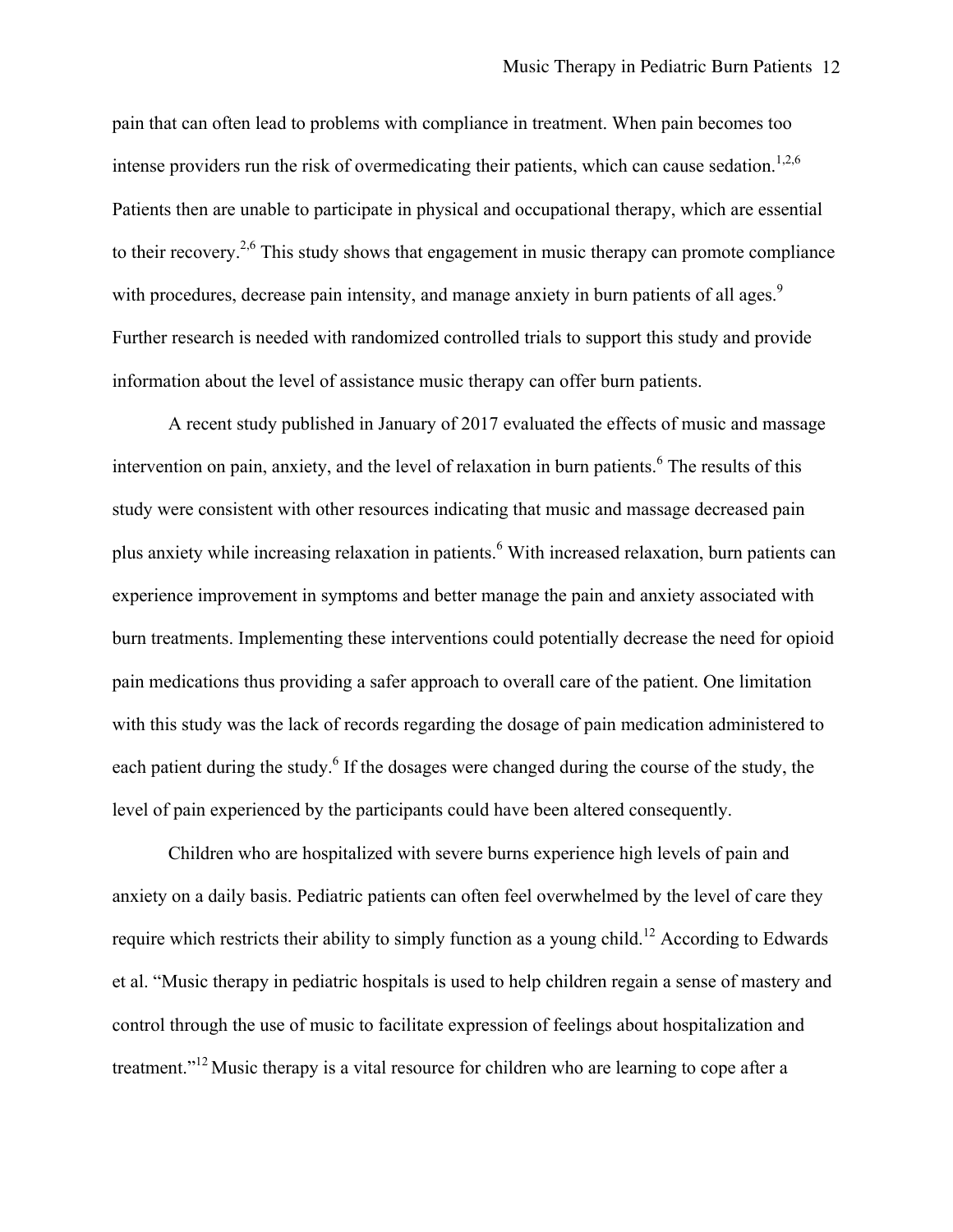pain that can often lead to problems with compliance in treatment. When pain becomes too intense providers run the risk of overmedicating their patients, which can cause sedation.[1,2,6] Patients then are unable to participate in physical and occupational therapy, which are essential to their recovery.[2,6] This study shows that engagement in music therapy can promote compliance with procedures, decrease pain intensity, and manage anxiety in burn patients of all ages.[9] Further research is needed with randomized controlled trials to support this study and provide information about the level of assistance music therapy can offer burn patients.

A recent study published in January of 2017 evaluated the effects of music and massage intervention on pain, anxiety, and the level of relaxation in burn patients.[6] The results of this study were consistent with other resources indicating that music and massage decreased pain plus anxiety while increasing relaxation in patients.[6] With increased relaxation, burn patients can experience improvement in symptoms and better manage the pain and anxiety associated with burn treatments. Implementing these interventions could potentially decrease the need for opioid pain medications thus providing a safer approach to overall care of the patient. One limitation with this study was the lack of records regarding the dosage of pain medication administered to each patient during the study.[6] If the dosages were changed during the course of the study, the level of pain experienced by the participants could have been altered consequently.

Children who are hospitalized with severe burns experience high levels of pain and anxiety on a daily basis. Pediatric patients can often feel overwhelmed by the level of care they require which restricts their ability to simply function as a young child.[12] According to Edwards et al. "Music therapy in pediatric hospitals is used to help children regain a sense of mastery and control through the use of music to facilitate expression of feelings about hospitalization and treatment."[12] Music therapy is a vital resource for children who are learning to cope after a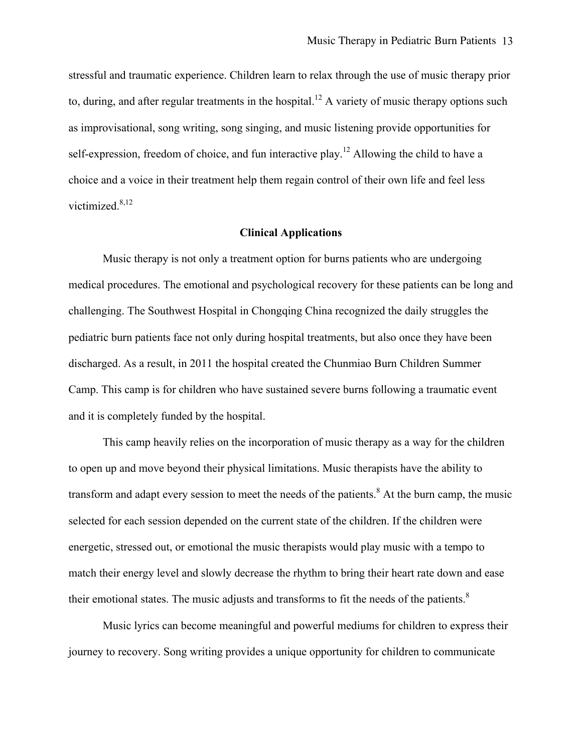stressful and traumatic experience. Children learn to relax through the use of music therapy prior to, during, and after regular treatments in the hospital.[12] A variety of music therapy options such as improvisational, song writing, song singing, and music listening provide opportunities for self-expression, freedom of choice, and fun interactive play.[12] Allowing the child to have a choice and a voice in their treatment help them regain control of their own life and feel less victimized.[8,12]

## Clinical Applications

Music therapy is not only a treatment option for burns patients who are undergoing medical procedures. The emotional and psychological recovery for these patients can be long and challenging. The Southwest Hospital in Chongqing China recognized the daily struggles the pediatric burn patients face not only during hospital treatments, but also once they have been discharged. As a result, in 2011 the hospital created the Chunmiao Burn Children Summer Camp. This camp is for children who have sustained severe burns following a traumatic event and it is completely funded by the hospital.

This camp heavily relies on the incorporation of music therapy as a way for the children to open up and move beyond their physical limitations. Music therapists have the ability to transform and adapt every session to meet the needs of the patients.[8] At the burn camp, the music selected for each session depended on the current state of the children. If the children were energetic, stressed out, or emotional the music therapists would play music with a tempo to match their energy level and slowly decrease the rhythm to bring their heart rate down and ease their emotional states. The music adjusts and transforms to fit the needs of the patients.[8]

Music lyrics can become meaningful and powerful mediums for children to express their journey to recovery. Song writing provides a unique opportunity for children to communicate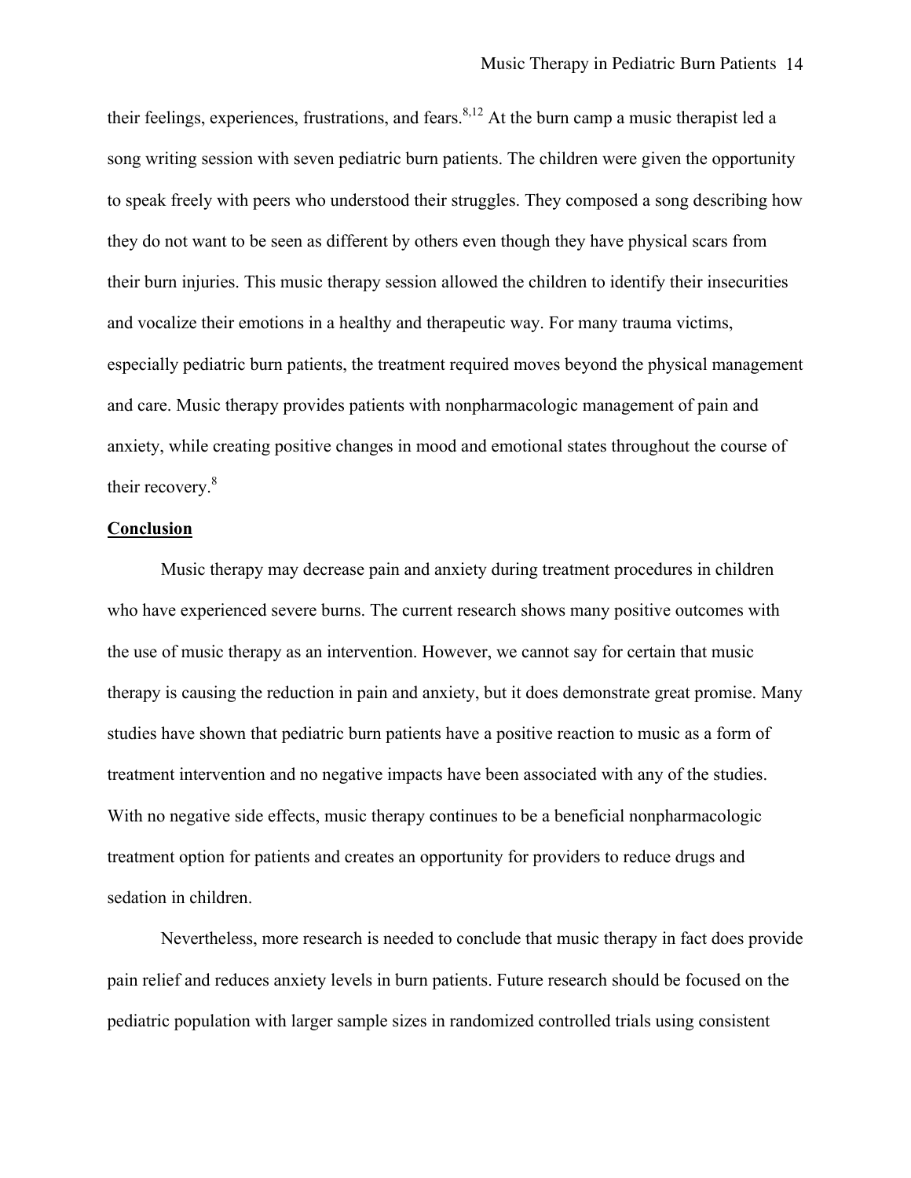their feelings, experiences, frustrations, and fears.[8,12] At the burn camp a music therapist led a song writing session with seven pediatric burn patients. The children were given the opportunity to speak freely with peers who understood their struggles. They composed a song describing how they do not want to be seen as different by others even though they have physical scars from their burn injuries. This music therapy session allowed the children to identify their insecurities and vocalize their emotions in a healthy and therapeutic way. For many trauma victims, especially pediatric burn patients, the treatment required moves beyond the physical management and care. Music therapy provides patients with nonpharmacologic management of pain and anxiety, while creating positive changes in mood and emotional states throughout the course of their recovery.[8]

## Conclusion

Music therapy may decrease pain and anxiety during treatment procedures in children who have experienced severe burns. The current research shows many positive outcomes with the use of music therapy as an intervention. However, we cannot say for certain that music therapy is causing the reduction in pain and anxiety, but it does demonstrate great promise. Many studies have shown that pediatric burn patients have a positive reaction to music as a form of treatment intervention and no negative impacts have been associated with any of the studies. With no negative side effects, music therapy continues to be a beneficial nonpharmacologic treatment option for patients and creates an opportunity for providers to reduce drugs and sedation in children.

Nevertheless, more research is needed to conclude that music therapy in fact does provide pain relief and reduces anxiety levels in burn patients. Future research should be focused on the pediatric population with larger sample sizes in randomized controlled trials using consistent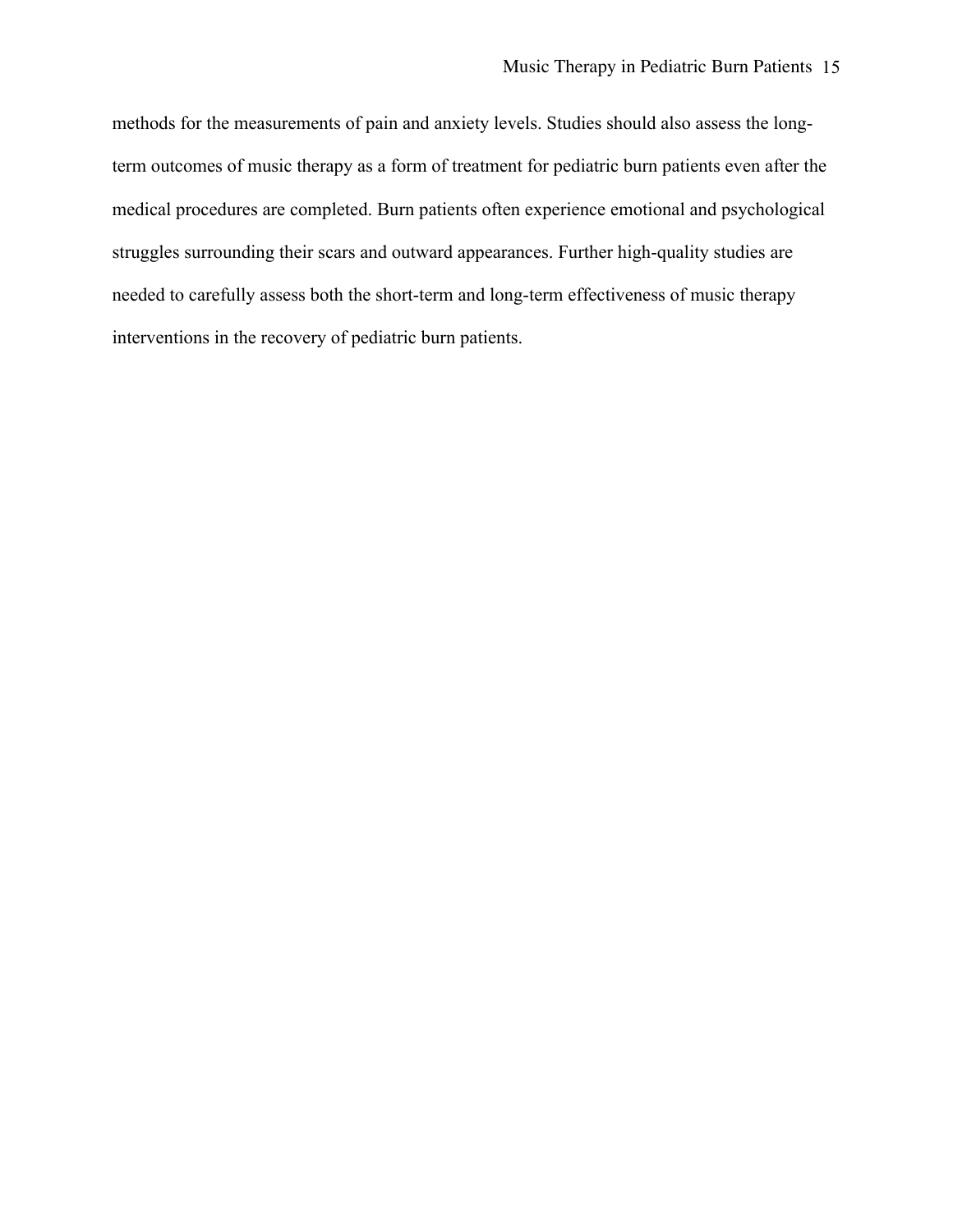methods for the measurements of pain and anxiety levels. Studies should also assess the long-term outcomes of music therapy as a form of treatment for pediatric burn patients even after the medical procedures are completed. Burn patients often experience emotional and psychological struggles surrounding their scars and outward appearances. Further high-quality studies are needed to carefully assess both the short-term and long-term effectiveness of music therapy interventions in the recovery of pediatric burn patients.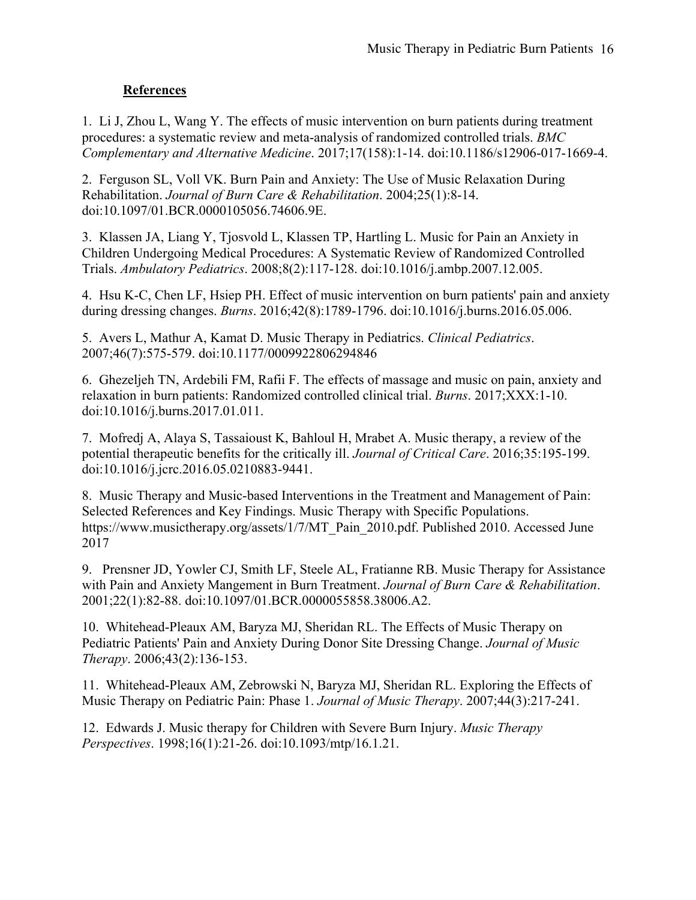## References

1. Li J, Zhou L, Wang Y. The effects of music intervention on burn patients during treatment procedures: a systematic review and meta-analysis of randomized controlled trials. *BMC Complementary and Alternative Medicine*. 2017;17(158):1-14. doi:10.1186/s12906-017-1669-4.

2. Ferguson SL, Voll VK. Burn Pain and Anxiety: The Use of Music Relaxation During Rehabilitation. *Journal of Burn Care & Rehabilitation*. 2004;25(1):8-14. doi:10.1097/01.BCR.0000105056.74606.9E.

3. Klassen JA, Liang Y, Tjosvold L, Klassen TP, Hartling L. Music for Pain an Anxiety in Children Undergoing Medical Procedures: A Systematic Review of Randomized Controlled Trials. *Ambulatory Pediatrics*. 2008;8(2):117-128. doi:10.1016/j.ambp.2007.12.005.

4. Hsu K-C, Chen LF, Hsiep PH. Effect of music intervention on burn patients' pain and anxiety during dressing changes. *Burns*. 2016;42(8):1789-1796. doi:10.1016/j.burns.2016.05.006.

5. Avers L, Mathur A, Kamat D. Music Therapy in Pediatrics. *Clinical Pediatrics*. 2007;46(7):575-579. doi:10.1177/0009922806294846

6. Ghezeljeh TN, Ardebili FM, Rafii F. The effects of massage and music on pain, anxiety and relaxation in burn patients: Randomized controlled clinical trial. *Burns*. 2017;XXX:1-10. doi:10.1016/j.burns.2017.01.011.

7. Mofredj A, Alaya S, Tassaioust K, Bahloul H, Mrabet A. Music therapy, a review of the potential therapeutic benefits for the critically ill. *Journal of Critical Care*. 2016;35:195-199. doi:10.1016/j.jcrc.2016.05.0210883-9441.

8. Music Therapy and Music-based Interventions in the Treatment and Management of Pain: Selected References and Key Findings. Music Therapy with Specific Populations. https://www.musictherapy.org/assets/1/7/MT_Pain_2010.pdf. Published 2010. Accessed June 2017

9. Prensner JD, Yowler CJ, Smith LF, Steele AL, Fratianne RB. Music Therapy for Assistance with Pain and Anxiety Mangement in Burn Treatment. *Journal of Burn Care & Rehabilitation*. 2001;22(1):82-88. doi:10.1097/01.BCR.0000055858.38006.A2.

10. Whitehead-Pleaux AM, Baryza MJ, Sheridan RL. The Effects of Music Therapy on Pediatric Patients' Pain and Anxiety During Donor Site Dressing Change. *Journal of Music Therapy*. 2006;43(2):136-153.

11. Whitehead-Pleaux AM, Zebrowski N, Baryza MJ, Sheridan RL. Exploring the Effects of Music Therapy on Pediatric Pain: Phase 1. *Journal of Music Therapy*. 2007;44(3):217-241.

12. Edwards J. Music therapy for Children with Severe Burn Injury. *Music Therapy Perspectives*. 1998;16(1):21-26. doi:10.1093/mtp/16.1.21.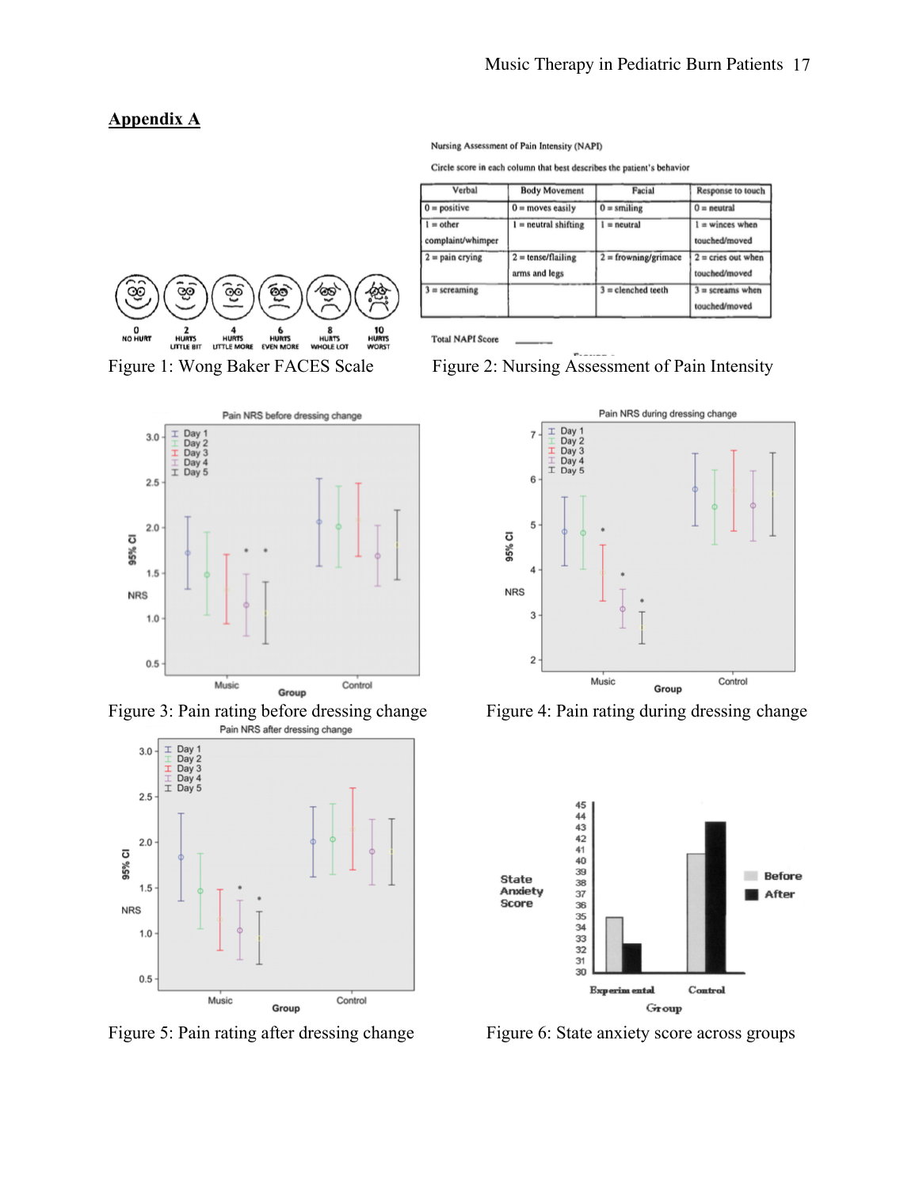## Appendix A

Nursing Assessment of Pain Intensity (NAPI)

Circle score in each column that best describes the patient's behavior

| Verbal | Body Movement | Facial | Response to touch |
|---|---|---|---|
| 0 = positive | 0 = moves easily | 0 = smiling | 0 = neutral |
| 1 = other complaint/whimper | 1 = neutral shifting | 1 = neutral | 1 = winces when touched/moved |
| 2 = pain crying | 2 = tense/flailing arms and legs | 2 = frowning/grimace | 2 = cries out when touched/moved |
| 3 = screaming | | 3 = clenched teeth | 3 = screams when touched/moved |

Total NAPI Score ______

Figure 1: Wong Baker FACES Scale

Figure 2: Nursing Assessment of Pain Intensity

Figure 3: Pain rating before dressing change

Figure 4: Pain rating during dressing change

Figure 5: Pain rating after dressing change

Figure 6: State anxiety score across groups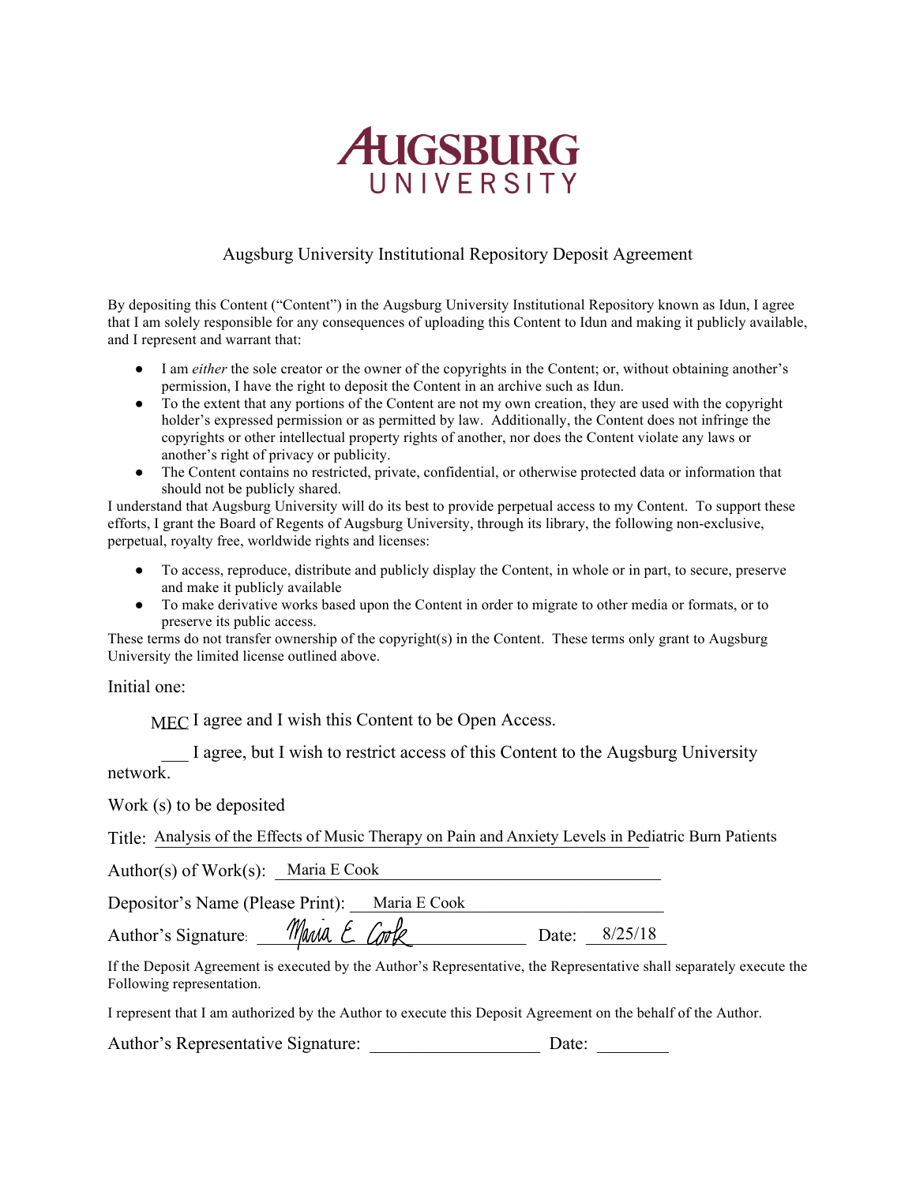# AUGSBURG UNIVERSITY

## Augsburg University Institutional Repository Deposit Agreement

By depositing this Content ("Content") in the Augsburg University Institutional Repository known as Idun, I agree that I am solely responsible for any consequences of uploading this Content to Idun and making it publicly available, and I represent and warrant that:

- I am *either* the sole creator or the owner of the copyrights in the Content; or, without obtaining another's permission, I have the right to deposit the Content in an archive such as Idun.
- To the extent that any portions of the Content are not my own creation, they are used with the copyright holder's expressed permission or as permitted by law. Additionally, the Content does not infringe the copyrights or other intellectual property rights of another, nor does the Content violate any laws or another's right of privacy or publicity.
- The Content contains no restricted, private, confidential, or otherwise protected data or information that should not be publicly shared.

I understand that Augsburg University will do its best to provide perpetual access to my Content. To support these efforts, I grant the Board of Regents of Augsburg University, through its library, the following non-exclusive, perpetual, royalty free, worldwide rights and licenses:

- To access, reproduce, distribute and publicly display the Content, in whole or in part, to secure, preserve and make it publicly available
- To make derivative works based upon the Content in order to migrate to other media or formats, or to preserve its public access.

These terms do not transfer ownership of the copyright(s) in the Content. These terms only grant to Augsburg University the limited license outlined above.

Initial one:

MEC I agree and I wish this Content to be Open Access.

___ I agree, but I wish to restrict access of this Content to the Augsburg University network.

Work (s) to be deposited

Title: Analysis of the Effects of Music Therapy on Pain and Anxiety Levels in Pediatric Burn Patients

Author(s) of Work(s): Maria E Cook

Depositor's Name (Please Print): Maria E Cook

Author's Signature: Maria E Cook Date: 8/25/18

If the Deposit Agreement is executed by the Author's Representative, the Representative shall separately execute the Following representation.

I represent that I am authorized by the Author to execute this Deposit Agreement on the behalf of the Author.

Author's Representative Signature: ___________________ Date: ________